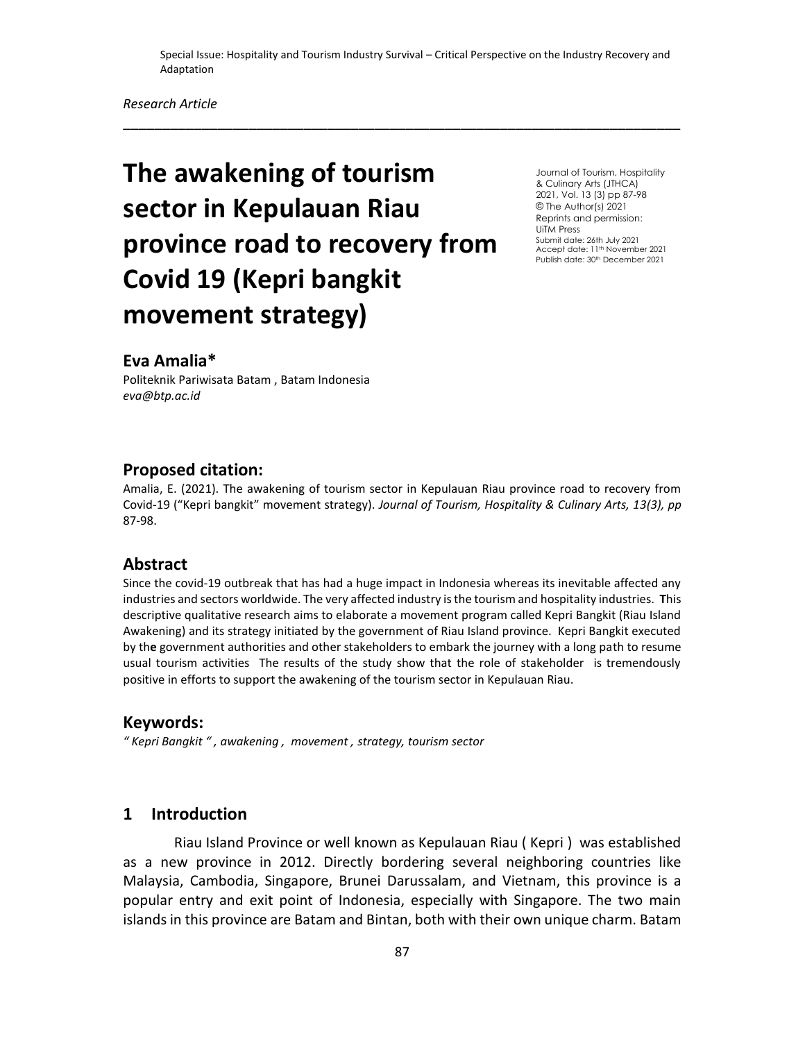Special Issue: Hospitality and Tourism Industry Survival – Critical Perspective on the Industry Recovery and Adaptation

*Research Article*

---

# The awakening of tourism sector in Kepulauan Riau province road to recovery from Covid 19 (Kepri bangkit movement strategy)

Journal of Tourism, Hospitality & Culinary Arts (JTHCA)
2021, Vol. 13 (3) pp 87-98
© The Author(s) 2021
Reprints and permission: UiTM Press
Submit date: 26th July 2021
Accept date: 11th November 2021
Publish date: 30th December 2021

## Eva Amalia*

Politeknik Pariwisata Batam , Batam Indonesia
*eva@btp.ac.id*

## Proposed citation:

Amalia, E. (2021). The awakening of tourism sector in Kepulauan Riau province road to recovery from Covid-19 ("Kepri bangkit" movement strategy). *Journal of Tourism, Hospitality & Culinary Arts, 13(3), pp* 87-98.

## Abstract

Since the covid-19 outbreak that has had a huge impact in Indonesia whereas its inevitable affected any industries and sectors worldwide. The very affected industry is the tourism and hospitality industries. **T**his descriptive qualitative research aims to elaborate a movement program called Kepri Bangkit (Riau Island Awakening) and its strategy initiated by the government of Riau Island province. Kepri Bangkit executed by th**e** government authorities and other stakeholders to embark the journey with a long path to resume usual tourism activities The results of the study show that the role of stakeholder is tremendously positive in efforts to support the awakening of the tourism sector in Kepulauan Riau.

## Keywords:

*" Kepri Bangkit " , awakening , movement , strategy, tourism sector*

## 1 Introduction

Riau Island Province or well known as Kepulauan Riau ( Kepri ) was established as a new province in 2012. Directly bordering several neighboring countries like Malaysia, Cambodia, Singapore, Brunei Darussalam, and Vietnam, this province is a popular entry and exit point of Indonesia, especially with Singapore. The two main islands in this province are Batam and Bintan, both with their own unique charm. Batam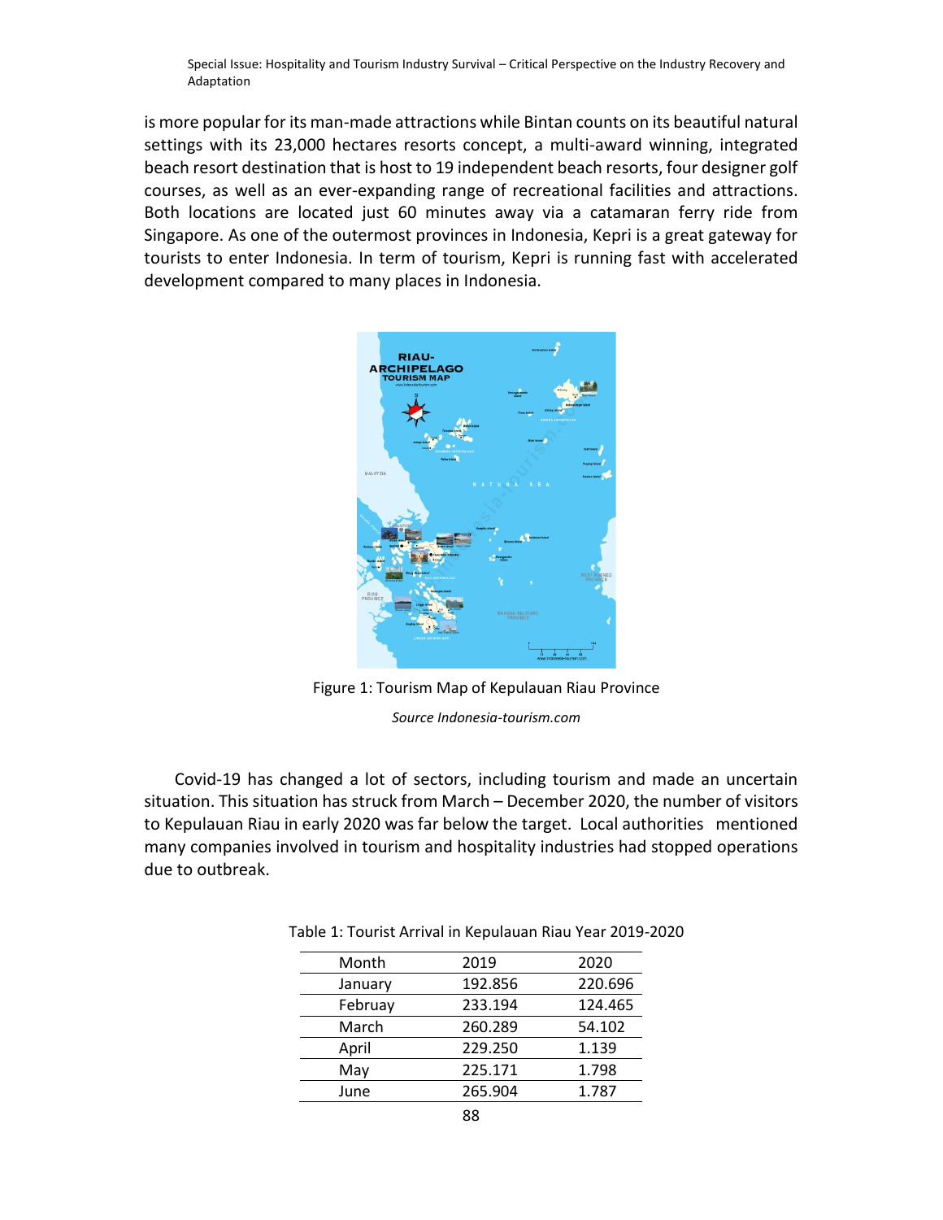is more popular for its man-made attractions while Bintan counts on its beautiful natural settings with its 23,000 hectares resorts concept, a multi-award winning, integrated beach resort destination that is host to 19 independent beach resorts, four designer golf courses, as well as an ever-expanding range of recreational facilities and attractions. Both locations are located just 60 minutes away via a catamaran ferry ride from Singapore. As one of the outermost provinces in Indonesia, Kepri is a great gateway for tourists to enter Indonesia. In term of tourism, Kepri is running fast with accelerated development compared to many places in Indonesia.

Figure 1: Tourism Map of Kepulauan Riau Province

*Source Indonesia-tourism.com*

Covid-19 has changed a lot of sectors, including tourism and made an uncertain situation. This situation has struck from March – December 2020, the number of visitors to Kepulauan Riau in early 2020 was far below the target. Local authorities mentioned many companies involved in tourism and hospitality industries had stopped operations due to outbreak.

Table 1: Tourist Arrival in Kepulauan Riau Year 2019-2020

| Month | 2019 | 2020 |
|---|---|---|
| January | 192.856 | 220.696 |
| Februay | 233.194 | 124.465 |
| March | 260.289 | 54.102 |
| April | 229.250 | 1.139 |
| May | 225.171 | 1.798 |
| June | 265.904 | 1.787 |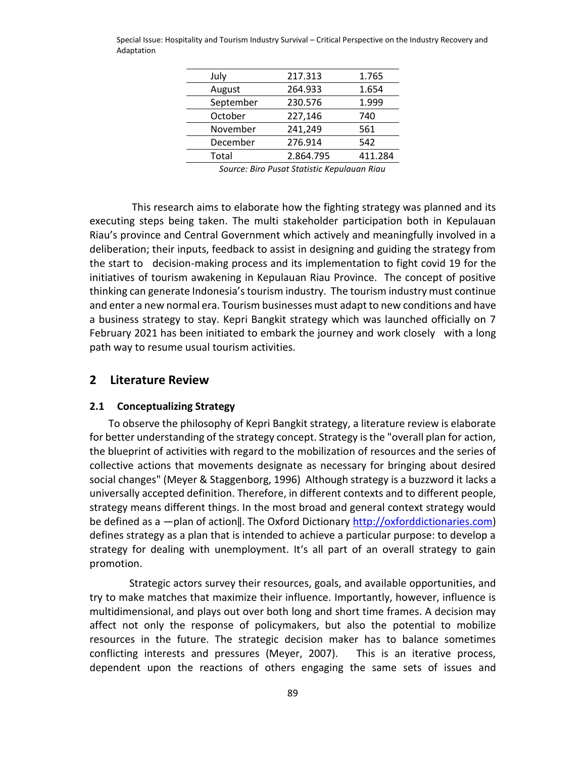| | | |
|---|---|---|
| July | 217.313 | 1.765 |
| August | 264.933 | 1.654 |
| September | 230.576 | 1.999 |
| October | 227,146 | 740 |
| November | 241,249 | 561 |
| December | 276.914 | 542 |
| Total | 2.864.795 | 411.284 |

*Source: Biro Pusat Statistic Kepulauan Riau*

This research aims to elaborate how the fighting strategy was planned and its executing steps being taken. The multi stakeholder participation both in Kepulauan Riau's province and Central Government which actively and meaningfully involved in a deliberation; their inputs, feedback to assist in designing and guiding the strategy from the start to decision-making process and its implementation to fight covid 19 for the initiatives of tourism awakening in Kepulauan Riau Province. The concept of positive thinking can generate Indonesia's tourism industry. The tourism industry must continue and enter a new normal era. Tourism businesses must adapt to new conditions and have a business strategy to stay. Kepri Bangkit strategy which was launched officially on 7 February 2021 has been initiated to embark the journey and work closely with a long path way to resume usual tourism activities.

## 2 Literature Review

### 2.1 Conceptualizing Strategy

To observe the philosophy of Kepri Bangkit strategy, a literature review is elaborate for better understanding of the strategy concept. Strategy is the "overall plan for action, the blueprint of activities with regard to the mobilization of resources and the series of collective actions that movements designate as necessary for bringing about desired social changes" (Meyer & Staggenborg, 1996) Although strategy is a buzzword it lacks a universally accepted definition. Therefore, in different contexts and to different people, strategy means different things. In the most broad and general context strategy would be defined as a —plan of action‖. The Oxford Dictionary [http://oxforddictionaries.com](http://oxforddictionaries.com)) defines strategy as a plan that is intended to achieve a particular purpose: to develop a strategy for dealing with unemployment. It's all part of an overall strategy to gain promotion.

Strategic actors survey their resources, goals, and available opportunities, and try to make matches that maximize their influence. Importantly, however, influence is multidimensional, and plays out over both long and short time frames. A decision may affect not only the response of policymakers, but also the potential to mobilize resources in the future. The strategic decision maker has to balance sometimes conflicting interests and pressures (Meyer, 2007). This is an iterative process, dependent upon the reactions of others engaging the same sets of issues and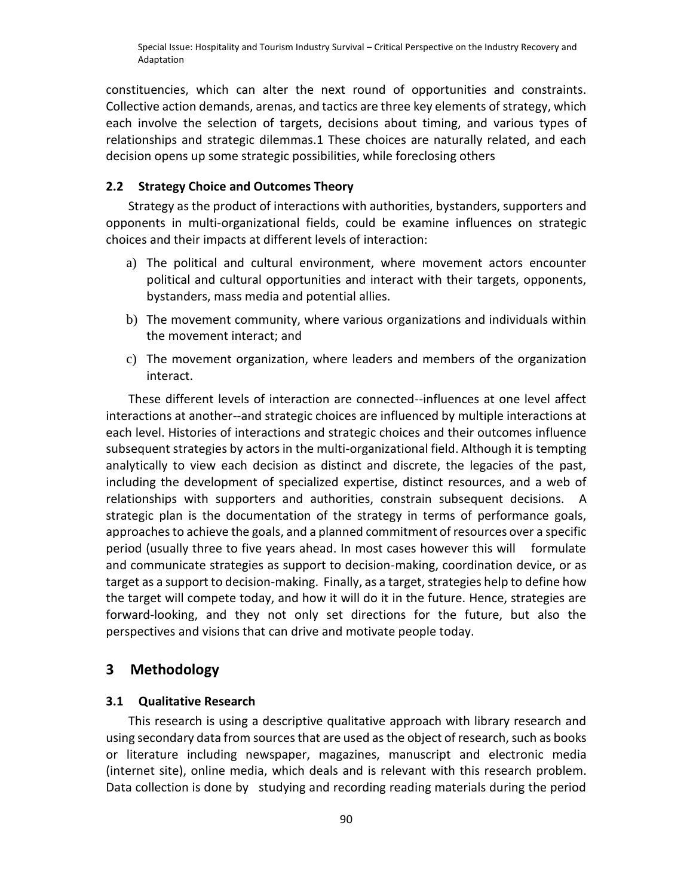constituencies, which can alter the next round of opportunities and constraints. Collective action demands, arenas, and tactics are three key elements of strategy, which each involve the selection of targets, decisions about timing, and various types of relationships and strategic dilemmas.1 These choices are naturally related, and each decision opens up some strategic possibilities, while foreclosing others

### 2.2 Strategy Choice and Outcomes Theory

Strategy as the product of interactions with authorities, bystanders, supporters and opponents in multi-organizational fields, could be examine influences on strategic choices and their impacts at different levels of interaction:

a) The political and cultural environment, where movement actors encounter political and cultural opportunities and interact with their targets, opponents, bystanders, mass media and potential allies.

b) The movement community, where various organizations and individuals within the movement interact; and

c) The movement organization, where leaders and members of the organization interact.

These different levels of interaction are connected--influences at one level affect interactions at another--and strategic choices are influenced by multiple interactions at each level. Histories of interactions and strategic choices and their outcomes influence subsequent strategies by actors in the multi-organizational field. Although it is tempting analytically to view each decision as distinct and discrete, the legacies of the past, including the development of specialized expertise, distinct resources, and a web of relationships with supporters and authorities, constrain subsequent decisions. A strategic plan is the documentation of the strategy in terms of performance goals, approaches to achieve the goals, and a planned commitment of resources over a specific period (usually three to five years ahead. In most cases however this will formulate and communicate strategies as support to decision-making, coordination device, or as target as a support to decision-making. Finally, as a target, strategies help to define how the target will compete today, and how it will do it in the future. Hence, strategies are forward-looking, and they not only set directions for the future, but also the perspectives and visions that can drive and motivate people today.

## 3 Methodology

### 3.1 Qualitative Research

This research is using a descriptive qualitative approach with library research and using secondary data from sources that are used as the object of research, such as books or literature including newspaper, magazines, manuscript and electronic media (internet site), online media, which deals and is relevant with this research problem. Data collection is done by studying and recording reading materials during the period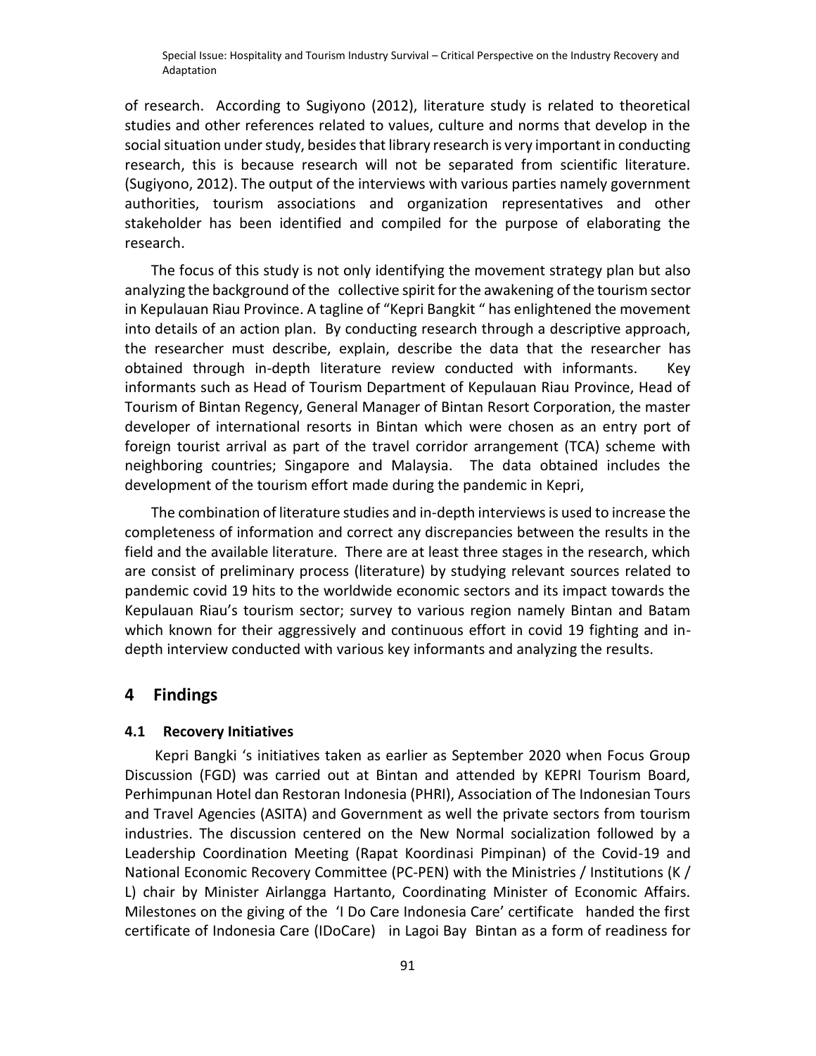of research. According to Sugiyono (2012), literature study is related to theoretical studies and other references related to values, culture and norms that develop in the social situation under study, besides that library research is very important in conducting research, this is because research will not be separated from scientific literature. (Sugiyono, 2012). The output of the interviews with various parties namely government authorities, tourism associations and organization representatives and other stakeholder has been identified and compiled for the purpose of elaborating the research.

The focus of this study is not only identifying the movement strategy plan but also analyzing the background of the collective spirit for the awakening of the tourism sector in Kepulauan Riau Province. A tagline of "Kepri Bangkit " has enlightened the movement into details of an action plan. By conducting research through a descriptive approach, the researcher must describe, explain, describe the data that the researcher has obtained through in-depth literature review conducted with informants. Key informants such as Head of Tourism Department of Kepulauan Riau Province, Head of Tourism of Bintan Regency, General Manager of Bintan Resort Corporation, the master developer of international resorts in Bintan which were chosen as an entry port of foreign tourist arrival as part of the travel corridor arrangement (TCA) scheme with neighboring countries; Singapore and Malaysia. The data obtained includes the development of the tourism effort made during the pandemic in Kepri,

The combination of literature studies and in-depth interviews is used to increase the completeness of information and correct any discrepancies between the results in the field and the available literature. There are at least three stages in the research, which are consist of preliminary process (literature) by studying relevant sources related to pandemic covid 19 hits to the worldwide economic sectors and its impact towards the Kepulauan Riau's tourism sector; survey to various region namely Bintan and Batam which known for their aggressively and continuous effort in covid 19 fighting and in-depth interview conducted with various key informants and analyzing the results.

## 4 Findings

### 4.1 Recovery Initiatives

Kepri Bangki 's initiatives taken as earlier as September 2020 when Focus Group Discussion (FGD) was carried out at Bintan and attended by KEPRI Tourism Board, Perhimpunan Hotel dan Restoran Indonesia (PHRI), Association of The Indonesian Tours and Travel Agencies (ASITA) and Government as well the private sectors from tourism industries. The discussion centered on the New Normal socialization followed by a Leadership Coordination Meeting (Rapat Koordinasi Pimpinan) of the Covid-19 and National Economic Recovery Committee (PC-PEN) with the Ministries / Institutions (K / L) chair by Minister Airlangga Hartanto, Coordinating Minister of Economic Affairs. Milestones on the giving of the 'I Do Care Indonesia Care' certificate handed the first certificate of Indonesia Care (IDoCare) in Lagoi Bay Bintan as a form of readiness for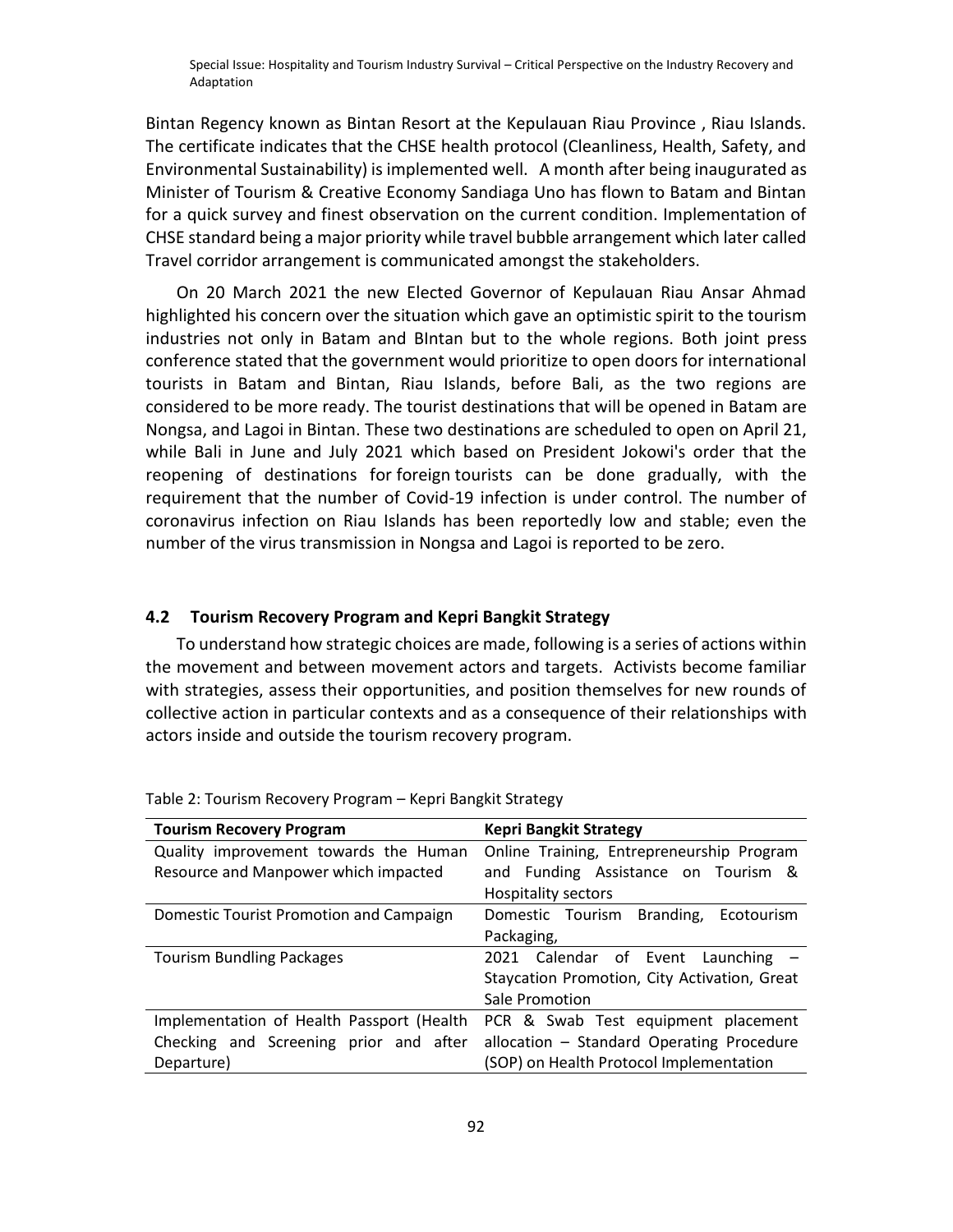Bintan Regency known as Bintan Resort at the Kepulauan Riau Province , Riau Islands. The certificate indicates that the CHSE health protocol (Cleanliness, Health, Safety, and Environmental Sustainability) is implemented well. A month after being inaugurated as Minister of Tourism & Creative Economy Sandiaga Uno has flown to Batam and Bintan for a quick survey and finest observation on the current condition. Implementation of CHSE standard being a major priority while travel bubble arrangement which later called Travel corridor arrangement is communicated amongst the stakeholders.

On 20 March 2021 the new Elected Governor of Kepulauan Riau Ansar Ahmad highlighted his concern over the situation which gave an optimistic spirit to the tourism industries not only in Batam and BIntan but to the whole regions. Both joint press conference stated that the government would prioritize to open doors for international tourists in Batam and Bintan, Riau Islands, before Bali, as the two regions are considered to be more ready. The tourist destinations that will be opened in Batam are Nongsa, and Lagoi in Bintan. These two destinations are scheduled to open on April 21, while Bali in June and July 2021 which based on President Jokowi's order that the reopening of destinations for foreign tourists can be done gradually, with the requirement that the number of Covid-19 infection is under control. The number of coronavirus infection on Riau Islands has been reportedly low and stable; even the number of the virus transmission in Nongsa and Lagoi is reported to be zero.

### 4.2 Tourism Recovery Program and Kepri Bangkit Strategy

To understand how strategic choices are made, following is a series of actions within the movement and between movement actors and targets. Activists become familiar with strategies, assess their opportunities, and position themselves for new rounds of collective action in particular contexts and as a consequence of their relationships with actors inside and outside the tourism recovery program.

Table 2: Tourism Recovery Program – Kepri Bangkit Strategy

| Tourism Recovery Program | Kepri Bangkit Strategy |
| --- | --- |
| Quality improvement towards the Human Resource and Manpower which impacted | Online Training, Entrepreneurship Program and Funding Assistance on Tourism & Hospitality sectors |
| Domestic Tourist Promotion and Campaign | Domestic Tourism Branding, Ecotourism Packaging, |
| Tourism Bundling Packages | 2021 Calendar of Event Launching – Staycation Promotion, City Activation, Great Sale Promotion |
| Implementation of Health Passport (Health Checking and Screening prior and after Departure) | PCR & Swab Test equipment placement allocation – Standard Operating Procedure (SOP) on Health Protocol Implementation |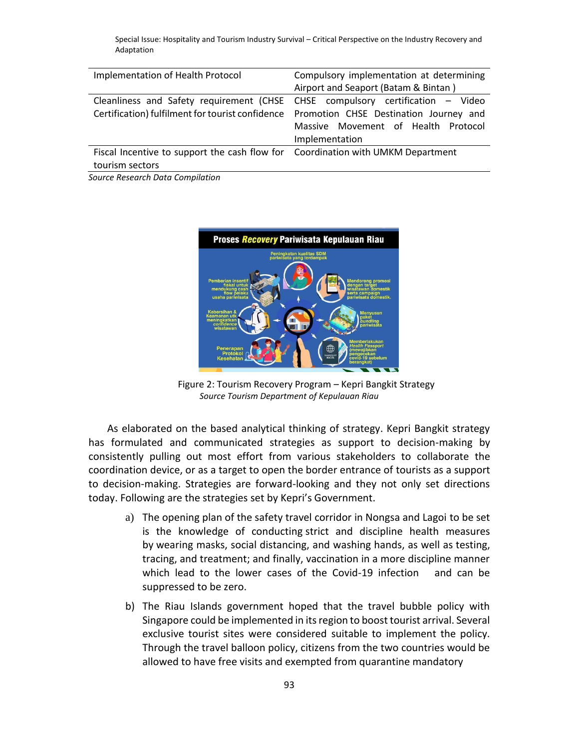| Implementation of Health Protocol | Compulsory implementation at determining Airport and Seaport (Batam & Bintan ) |
|---|---|
| Cleanliness and Safety requirement (CHSE Certification) fulfilment for tourist confidence | CHSE compulsory certification – Video Promotion CHSE Destination Journey and Massive Movement of Health Protocol Implementation |
| Fiscal Incentive to support the cash flow for tourism sectors | Coordination with UMKM Department |

*Source Research Data Compilation*

Figure 2: Tourism Recovery Program – Kepri Bangkit Strategy
*Source Tourism Department of Kepulauan Riau*

As elaborated on the based analytical thinking of strategy. Kepri Bangkit strategy has formulated and communicated strategies as support to decision-making by consistently pulling out most effort from various stakeholders to collaborate the coordination device, or as a target to open the border entrance of tourists as a support to decision-making. Strategies are forward-looking and they not only set directions today. Following are the strategies set by Kepri's Government.

a) The opening plan of the safety travel corridor in Nongsa and Lagoi to be set is the knowledge of conducting strict and discipline health measures by wearing masks, social distancing, and washing hands, as well as testing, tracing, and treatment; and finally, vaccination in a more discipline manner which lead to the lower cases of the Covid-19 infection and can be suppressed to be zero.

b) The Riau Islands government hoped that the travel bubble policy with Singapore could be implemented in its region to boost tourist arrival. Several exclusive tourist sites were considered suitable to implement the policy. Through the travel balloon policy, citizens from the two countries would be allowed to have free visits and exempted from quarantine mandatory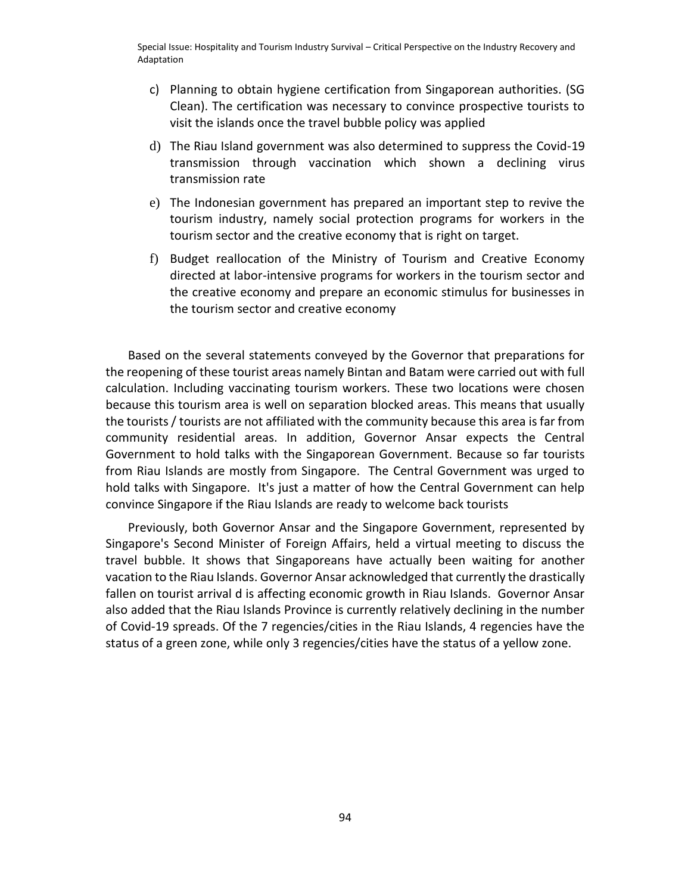c) Planning to obtain hygiene certification from Singaporean authorities. (SG Clean). The certification was necessary to convince prospective tourists to visit the islands once the travel bubble policy was applied

d) The Riau Island government was also determined to suppress the Covid-19 transmission through vaccination which shown a declining virus transmission rate

e) The Indonesian government has prepared an important step to revive the tourism industry, namely social protection programs for workers in the tourism sector and the creative economy that is right on target.

f) Budget reallocation of the Ministry of Tourism and Creative Economy directed at labor-intensive programs for workers in the tourism sector and the creative economy and prepare an economic stimulus for businesses in the tourism sector and creative economy

Based on the several statements conveyed by the Governor that preparations for the reopening of these tourist areas namely Bintan and Batam were carried out with full calculation. Including vaccinating tourism workers. These two locations were chosen because this tourism area is well on separation blocked areas. This means that usually the tourists / tourists are not affiliated with the community because this area is far from community residential areas. In addition, Governor Ansar expects the Central Government to hold talks with the Singaporean Government. Because so far tourists from Riau Islands are mostly from Singapore. The Central Government was urged to hold talks with Singapore. It's just a matter of how the Central Government can help convince Singapore if the Riau Islands are ready to welcome back tourists

Previously, both Governor Ansar and the Singapore Government, represented by Singapore's Second Minister of Foreign Affairs, held a virtual meeting to discuss the travel bubble. It shows that Singaporeans have actually been waiting for another vacation to the Riau Islands. Governor Ansar acknowledged that currently the drastically fallen on tourist arrival d is affecting economic growth in Riau Islands. Governor Ansar also added that the Riau Islands Province is currently relatively declining in the number of Covid-19 spreads. Of the 7 regencies/cities in the Riau Islands, 4 regencies have the status of a green zone, while only 3 regencies/cities have the status of a yellow zone.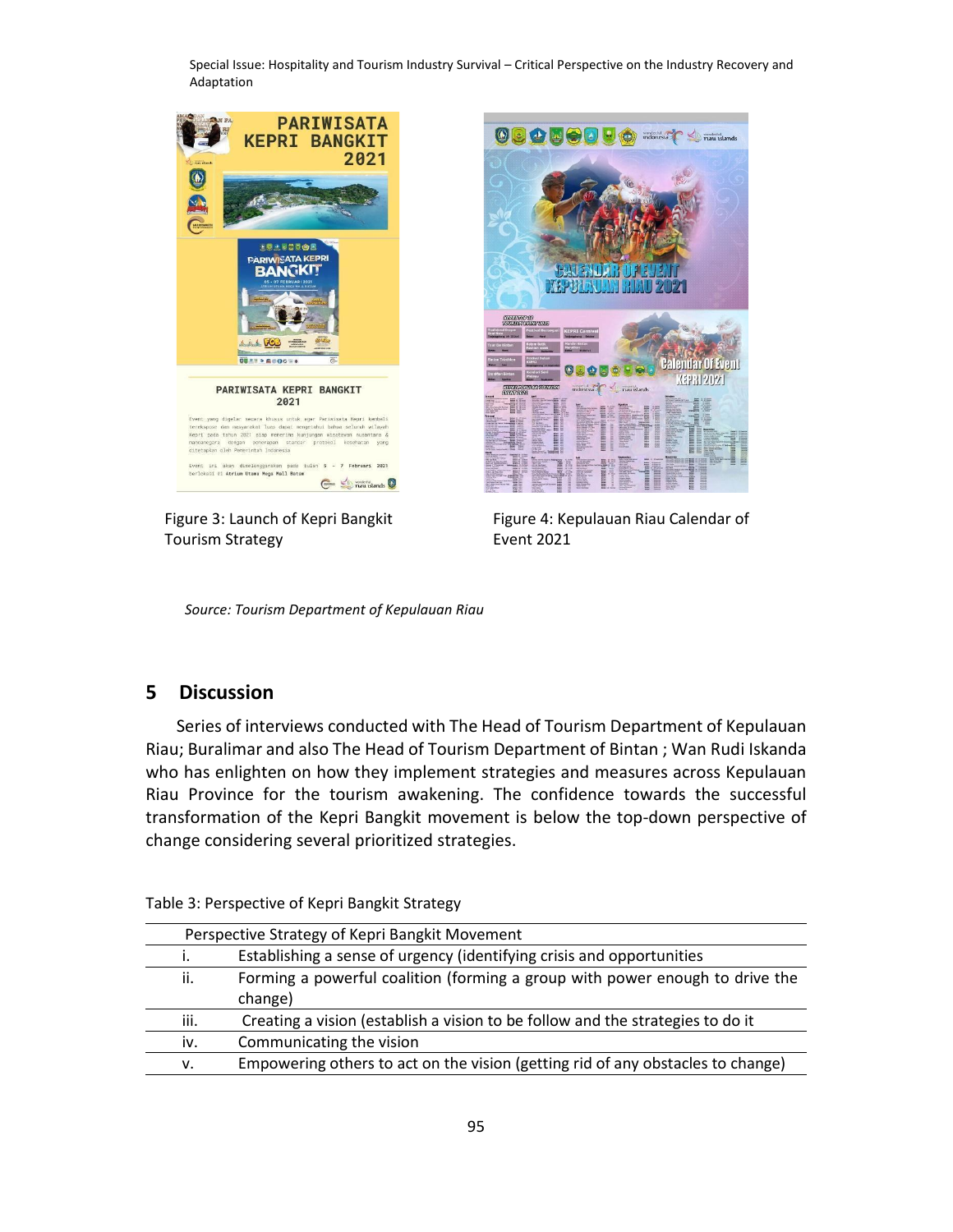Figure 3: Launch of Kepri Bangkit Tourism Strategy

Figure 4: Kepulauan Riau Calendar of Event 2021

*Source: Tourism Department of Kepulauan Riau*

## 5 Discussion

Series of interviews conducted with The Head of Tourism Department of Kepulauan Riau; Buralimar and also The Head of Tourism Department of Bintan ; Wan Rudi Iskanda who has enlighten on how they implement strategies and measures across Kepulauan Riau Province for the tourism awakening. The confidence towards the successful transformation of the Kepri Bangkit movement is below the top-down perspective of change considering several prioritized strategies.

Table 3: Perspective of Kepri Bangkit Strategy

| Perspective Strategy of Kepri Bangkit Movement | |
|---|---|
| i. | Establishing a sense of urgency (identifying crisis and opportunities |
| ii. | Forming a powerful coalition (forming a group with power enough to drive the change) |
| iii. | Creating a vision (establish a vision to be follow and the strategies to do it |
| iv. | Communicating the vision |
| v. | Empowering others to act on the vision (getting rid of any obstacles to change) |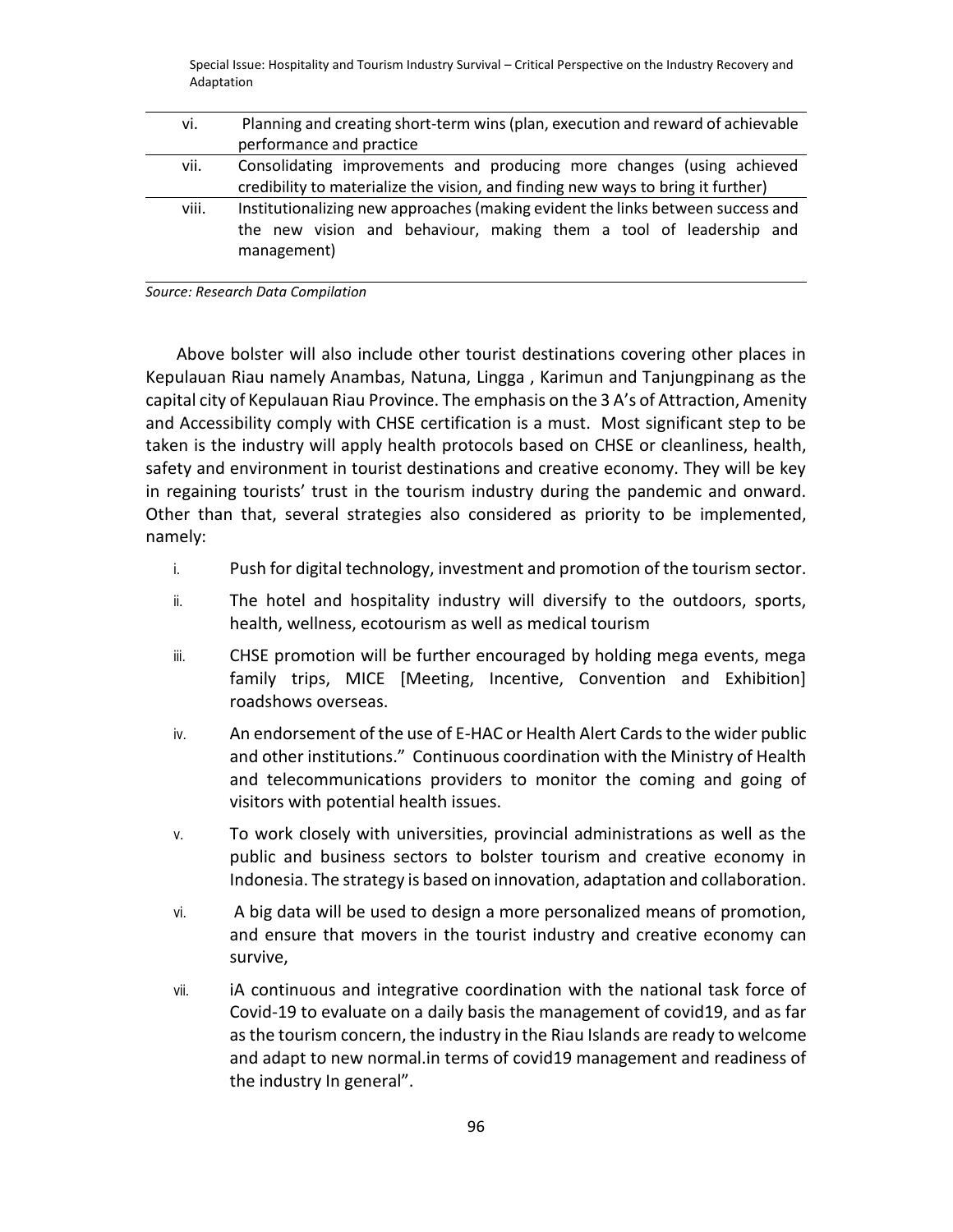| | |
|---|---|
| vi. | Planning and creating short-term wins (plan, execution and reward of achievable performance and practice |
| vii. | Consolidating improvements and producing more changes (using achieved credibility to materialize the vision, and finding new ways to bring it further) |
| viii. | Institutionalizing new approaches (making evident the links between success and the new vision and behaviour, making them a tool of leadership and management) |

*Source: Research Data Compilation*

Above bolster will also include other tourist destinations covering other places in Kepulauan Riau namely Anambas, Natuna, Lingga , Karimun and Tanjungpinang as the capital city of Kepulauan Riau Province. The emphasis on the 3 A's of Attraction, Amenity and Accessibility comply with CHSE certification is a must. Most significant step to be taken is the industry will apply health protocols based on CHSE or cleanliness, health, safety and environment in tourist destinations and creative economy. They will be key in regaining tourists' trust in the tourism industry during the pandemic and onward. Other than that, several strategies also considered as priority to be implemented, namely:

i. Push for digital technology, investment and promotion of the tourism sector.

ii. The hotel and hospitality industry will diversify to the outdoors, sports, health, wellness, ecotourism as well as medical tourism

iii. CHSE promotion will be further encouraged by holding mega events, mega family trips, MICE [Meeting, Incentive, Convention and Exhibition] roadshows overseas.

iv. An endorsement of the use of E-HAC or Health Alert Cards to the wider public and other institutions." Continuous coordination with the Ministry of Health and telecommunications providers to monitor the coming and going of visitors with potential health issues.

v. To work closely with universities, provincial administrations as well as the public and business sectors to bolster tourism and creative economy in Indonesia. The strategy is based on innovation, adaptation and collaboration.

vi. A big data will be used to design a more personalized means of promotion, and ensure that movers in the tourist industry and creative economy can survive,

vii. iA continuous and integrative coordination with the national task force of Covid-19 to evaluate on a daily basis the management of covid19, and as far as the tourism concern, the industry in the Riau Islands are ready to welcome and adapt to new normal.in terms of covid19 management and readiness of the industry In general".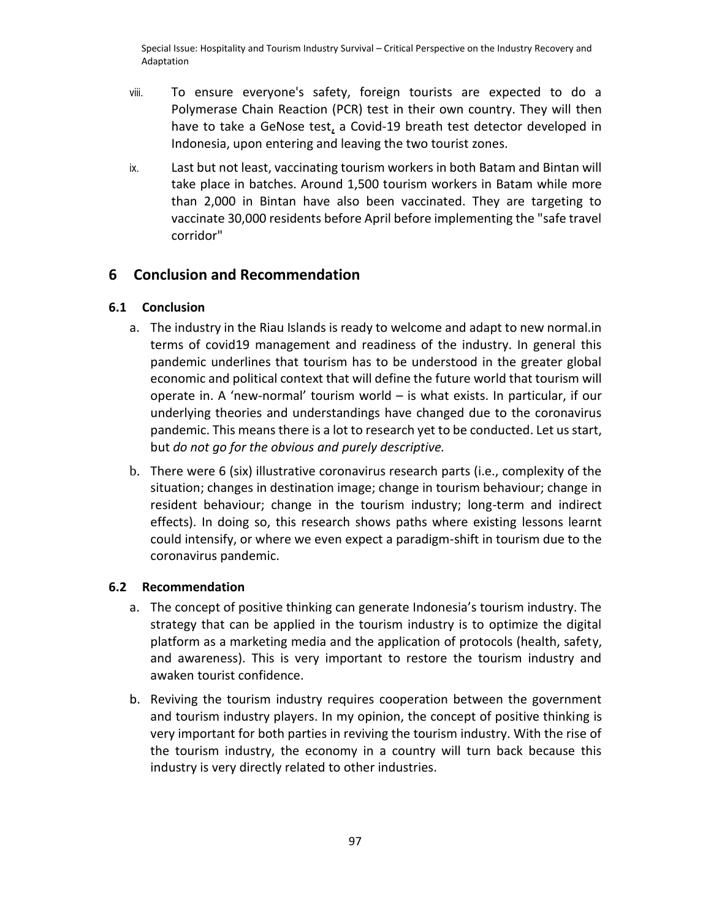viii. To ensure everyone's safety, foreign tourists are expected to do a Polymerase Chain Reaction (PCR) test in their own country. They will then have to take a GeNose test, a Covid-19 breath test detector developed in Indonesia, upon entering and leaving the two tourist zones.

ix. Last but not least, vaccinating tourism workers in both Batam and Bintan will take place in batches. Around 1,500 tourism workers in Batam while more than 2,000 in Bintan have also been vaccinated. They are targeting to vaccinate 30,000 residents before April before implementing the "safe travel corridor"

# 6 Conclusion and Recommendation

## 6.1 Conclusion

a. The industry in the Riau Islands is ready to welcome and adapt to new normal.in terms of covid19 management and readiness of the industry. In general this pandemic underlines that tourism has to be understood in the greater global economic and political context that will define the future world that tourism will operate in. A 'new-normal' tourism world – is what exists. In particular, if our underlying theories and understandings have changed due to the coronavirus pandemic. This means there is a lot to research yet to be conducted. Let us start, but *do not go for the obvious and purely descriptive.*

b. There were 6 (six) illustrative coronavirus research parts (i.e., complexity of the situation; changes in destination image; change in tourism behaviour; change in resident behaviour; change in the tourism industry; long-term and indirect effects). In doing so, this research shows paths where existing lessons learnt could intensify, or where we even expect a paradigm-shift in tourism due to the coronavirus pandemic.

## 6.2 Recommendation

a. The concept of positive thinking can generate Indonesia's tourism industry. The strategy that can be applied in the tourism industry is to optimize the digital platform as a marketing media and the application of protocols (health, safety, and awareness). This is very important to restore the tourism industry and awaken tourist confidence.

b. Reviving the tourism industry requires cooperation between the government and tourism industry players. In my opinion, the concept of positive thinking is very important for both parties in reviving the tourism industry. With the rise of the tourism industry, the economy in a country will turn back because this industry is very directly related to other industries.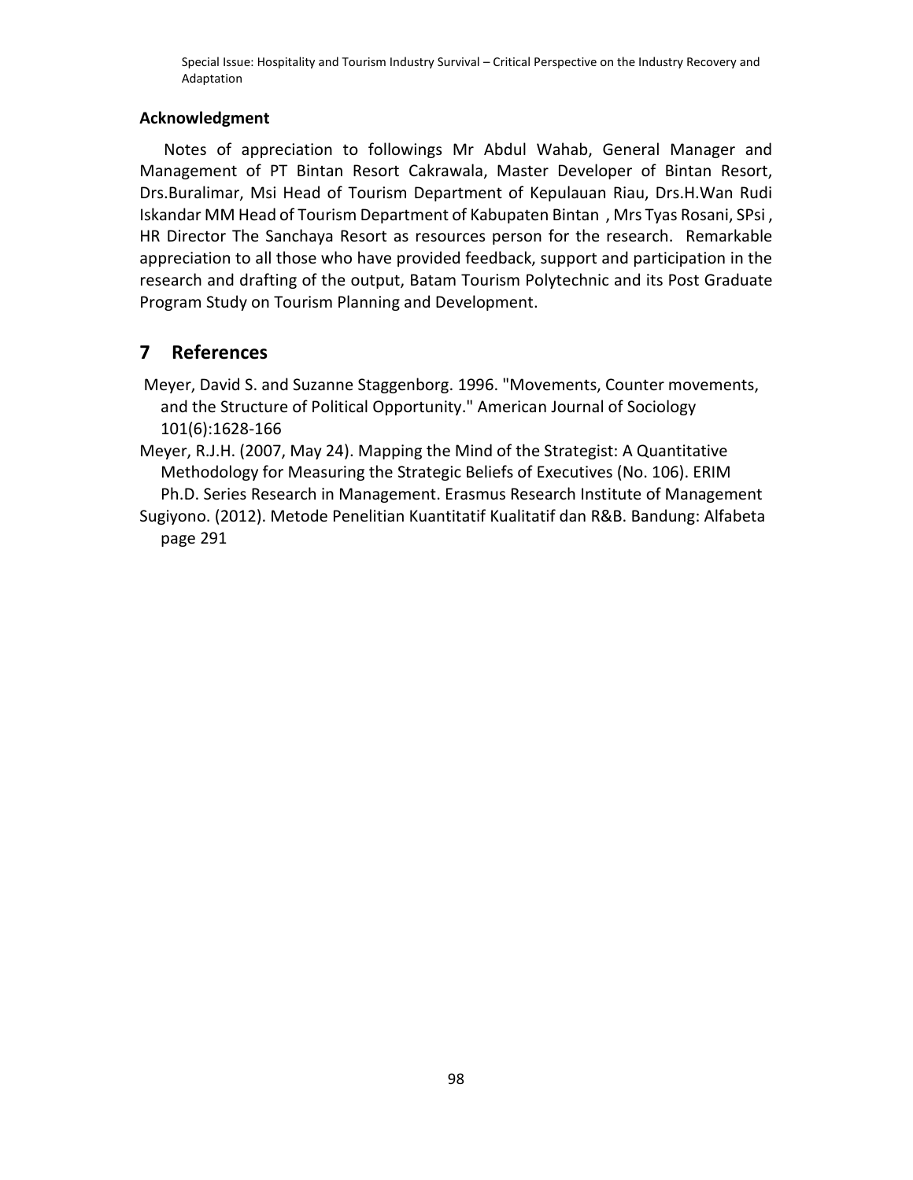**Acknowledgment**

Notes of appreciation to followings Mr Abdul Wahab, General Manager and Management of PT Bintan Resort Cakrawala, Master Developer of Bintan Resort, Drs.Buralimar, Msi Head of Tourism Department of Kepulauan Riau, Drs.H.Wan Rudi Iskandar MM Head of Tourism Department of Kabupaten Bintan , Mrs Tyas Rosani, SPsi , HR Director The Sanchaya Resort as resources person for the research. Remarkable appreciation to all those who have provided feedback, support and participation in the research and drafting of the output, Batam Tourism Polytechnic and its Post Graduate Program Study on Tourism Planning and Development.

## 7 References

Meyer, David S. and Suzanne Staggenborg. 1996. "Movements, Counter movements, and the Structure of Political Opportunity." American Journal of Sociology 101(6):1628-166

Meyer, R.J.H. (2007, May 24). Mapping the Mind of the Strategist: A Quantitative Methodology for Measuring the Strategic Beliefs of Executives (No. 106). ERIM Ph.D. Series Research in Management. Erasmus Research Institute of Management

Sugiyono. (2012). Metode Penelitian Kuantitatif Kualitatif dan R&B. Bandung: Alfabeta page 291